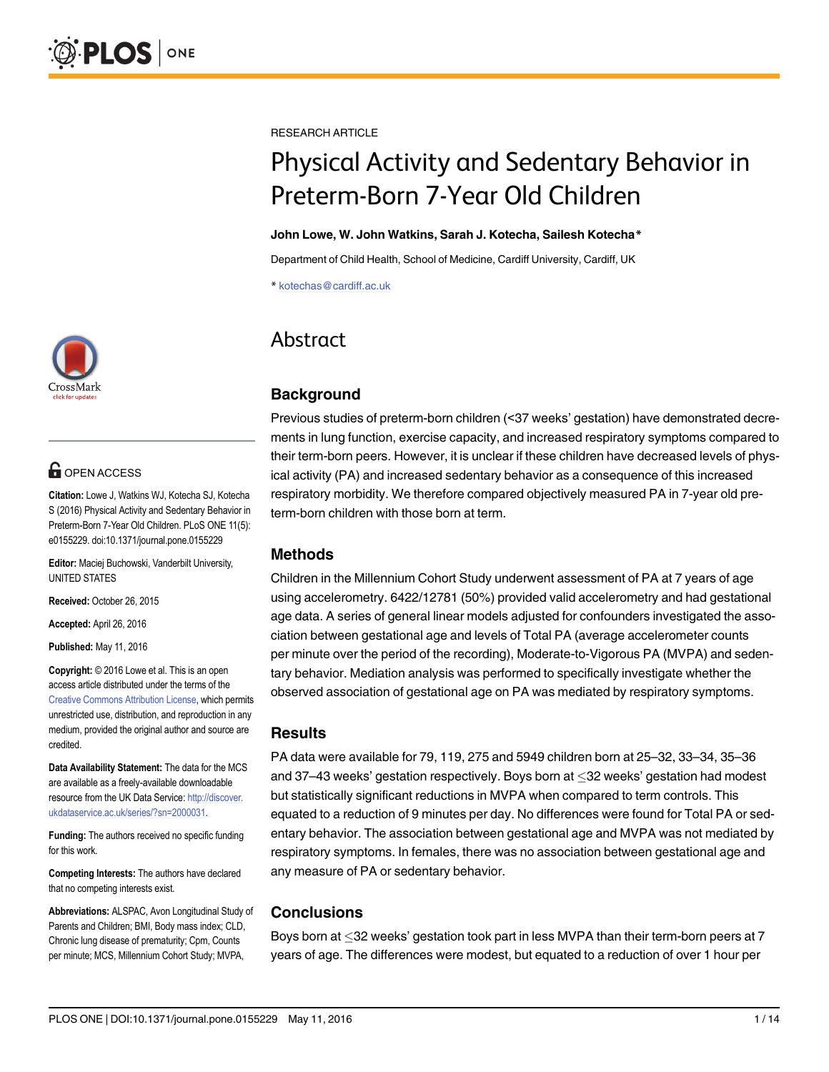RESEARCH ARTICLE

# Physical Activity and Sedentary Behavior in Preterm-Born 7-Year Old Children

**John Lowe, W. John Watkins, Sarah J. Kotecha, Sailesh Kotecha***

Department of Child Health, School of Medicine, Cardiff University, Cardiff, UK

* kotechas@cardiff.ac.uk

OPEN ACCESS

**Citation:** Lowe J, Watkins WJ, Kotecha SJ, Kotecha S (2016) Physical Activity and Sedentary Behavior in Preterm-Born 7-Year Old Children. PLoS ONE 11(5): e0155229. doi:10.1371/journal.pone.0155229

**Editor:** Maciej Buchowski, Vanderbilt University, UNITED STATES

**Received:** October 26, 2015

**Accepted:** April 26, 2016

**Published:** May 11, 2016

**Copyright:** © 2016 Lowe et al. This is an open access article distributed under the terms of the Creative Commons Attribution License, which permits unrestricted use, distribution, and reproduction in any medium, provided the original author and source are credited.

**Data Availability Statement:** The data for the MCS are available as a freely-available downloadable resource from the UK Data Service: http://discover.ukdataservice.ac.uk/series/?sn=2000031.

**Funding:** The authors received no specific funding for this work.

**Competing Interests:** The authors have declared that no competing interests exist.

**Abbreviations:** ALSPAC, Avon Longitudinal Study of Parents and Children; BMI, Body mass index; CLD, Chronic lung disease of prematurity; Cpm, Counts per minute; MCS, Millennium Cohort Study; MVPA,

## Abstract

### Background

Previous studies of preterm-born children (<37 weeks' gestation) have demonstrated decrements in lung function, exercise capacity, and increased respiratory symptoms compared to their term-born peers. However, it is unclear if these children have decreased levels of physical activity (PA) and increased sedentary behavior as a consequence of this increased respiratory morbidity. We therefore compared objectively measured PA in 7-year old preterm-born children with those born at term.

### Methods

Children in the Millennium Cohort Study underwent assessment of PA at 7 years of age using accelerometry. 6422/12781 (50%) provided valid accelerometry and had gestational age data. A series of general linear models adjusted for confounders investigated the association between gestational age and levels of Total PA (average accelerometer counts per minute over the period of the recording), Moderate-to-Vigorous PA (MVPA) and sedentary behavior. Mediation analysis was performed to specifically investigate whether the observed association of gestational age on PA was mediated by respiratory symptoms.

### Results

PA data were available for 79, 119, 275 and 5949 children born at 25–32, 33–34, 35–36 and 37–43 weeks' gestation respectively. Boys born at ≤32 weeks' gestation had modest but statistically significant reductions in MVPA when compared to term controls. This equated to a reduction of 9 minutes per day. No differences were found for Total PA or sedentary behavior. The association between gestational age and MVPA was not mediated by respiratory symptoms. In females, there was no association between gestational age and any measure of PA or sedentary behavior.

### Conclusions

Boys born at ≤32 weeks' gestation took part in less MVPA than their term-born peers at 7 years of age. The differences were modest, but equated to a reduction of over 1 hour per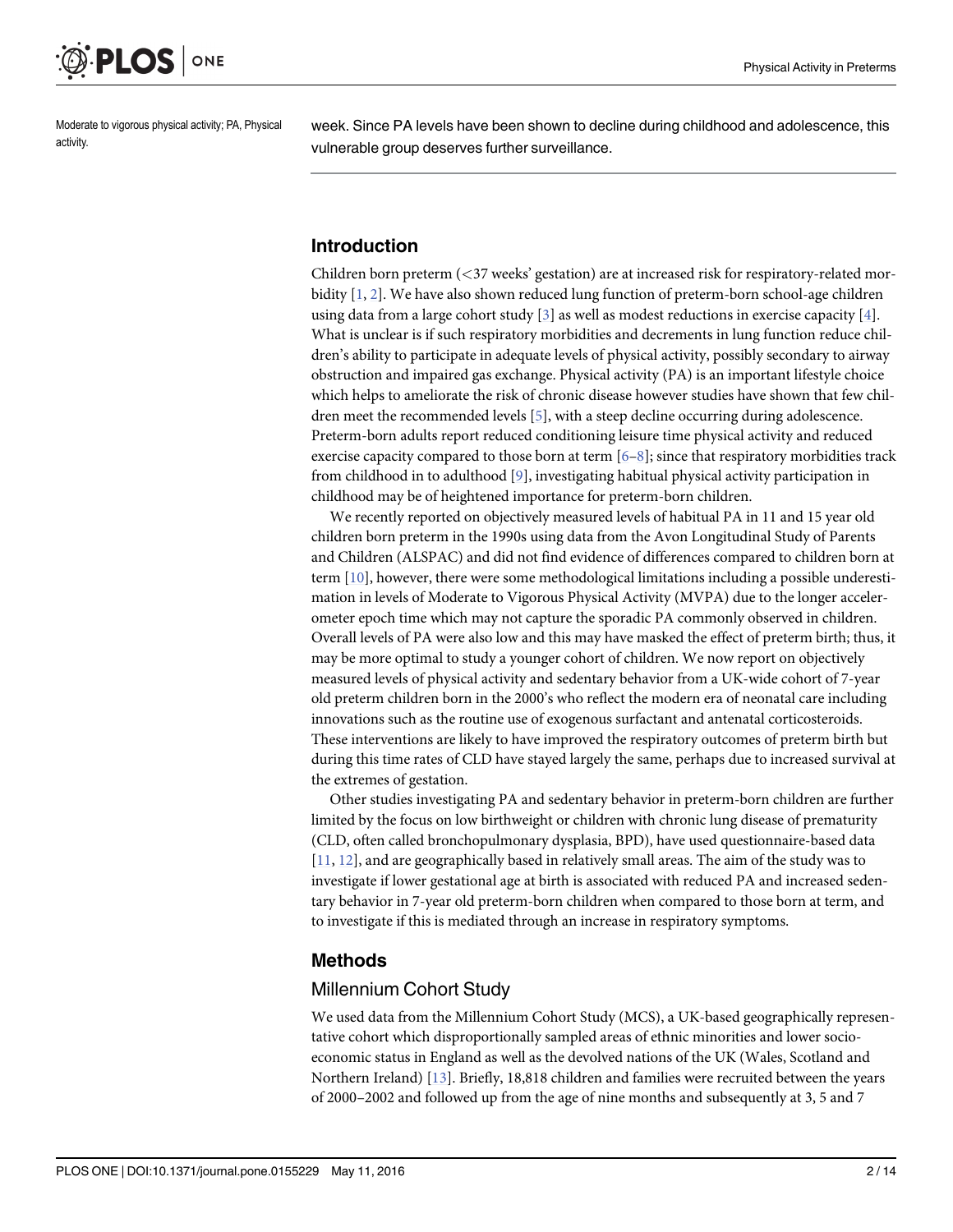Moderate to vigorous physical activity; PA, Physical activity.

week. Since PA levels have been shown to decline during childhood and adolescence, this vulnerable group deserves further surveillance.

## Introduction

Children born preterm (<37 weeks' gestation) are at increased risk for respiratory-related morbidity [1, 2]. We have also shown reduced lung function of preterm-born school-age children using data from a large cohort study [3] as well as modest reductions in exercise capacity [4]. What is unclear is if such respiratory morbidities and decrements in lung function reduce children's ability to participate in adequate levels of physical activity, possibly secondary to airway obstruction and impaired gas exchange. Physical activity (PA) is an important lifestyle choice which helps to ameliorate the risk of chronic disease however studies have shown that few children meet the recommended levels [5], with a steep decline occurring during adolescence. Preterm-born adults report reduced conditioning leisure time physical activity and reduced exercise capacity compared to those born at term [6–8]; since that respiratory morbidities track from childhood in to adulthood [9], investigating habitual physical activity participation in childhood may be of heightened importance for preterm-born children.

We recently reported on objectively measured levels of habitual PA in 11 and 15 year old children born preterm in the 1990s using data from the Avon Longitudinal Study of Parents and Children (ALSPAC) and did not find evidence of differences compared to children born at term [10], however, there were some methodological limitations including a possible underestimation in levels of Moderate to Vigorous Physical Activity (MVPA) due to the longer accelerometer epoch time which may not capture the sporadic PA commonly observed in children. Overall levels of PA were also low and this may have masked the effect of preterm birth; thus, it may be more optimal to study a younger cohort of children. We now report on objectively measured levels of physical activity and sedentary behavior from a UK-wide cohort of 7-year old preterm children born in the 2000's who reflect the modern era of neonatal care including innovations such as the routine use of exogenous surfactant and antenatal corticosteroids. These interventions are likely to have improved the respiratory outcomes of preterm birth but during this time rates of CLD have stayed largely the same, perhaps due to increased survival at the extremes of gestation.

Other studies investigating PA and sedentary behavior in preterm-born children are further limited by the focus on low birthweight or children with chronic lung disease of prematurity (CLD, often called bronchopulmonary dysplasia, BPD), have used questionnaire-based data [11, 12], and are geographically based in relatively small areas. The aim of the study was to investigate if lower gestational age at birth is associated with reduced PA and increased sedentary behavior in 7-year old preterm-born children when compared to those born at term, and to investigate if this is mediated through an increase in respiratory symptoms.

## Methods

### Millennium Cohort Study

We used data from the Millennium Cohort Study (MCS), a UK-based geographically representative cohort which disproportionally sampled areas of ethnic minorities and lower socioeconomic status in England as well as the devolved nations of the UK (Wales, Scotland and Northern Ireland) [13]. Briefly, 18,818 children and families were recruited between the years of 2000–2002 and followed up from the age of nine months and subsequently at 3, 5 and 7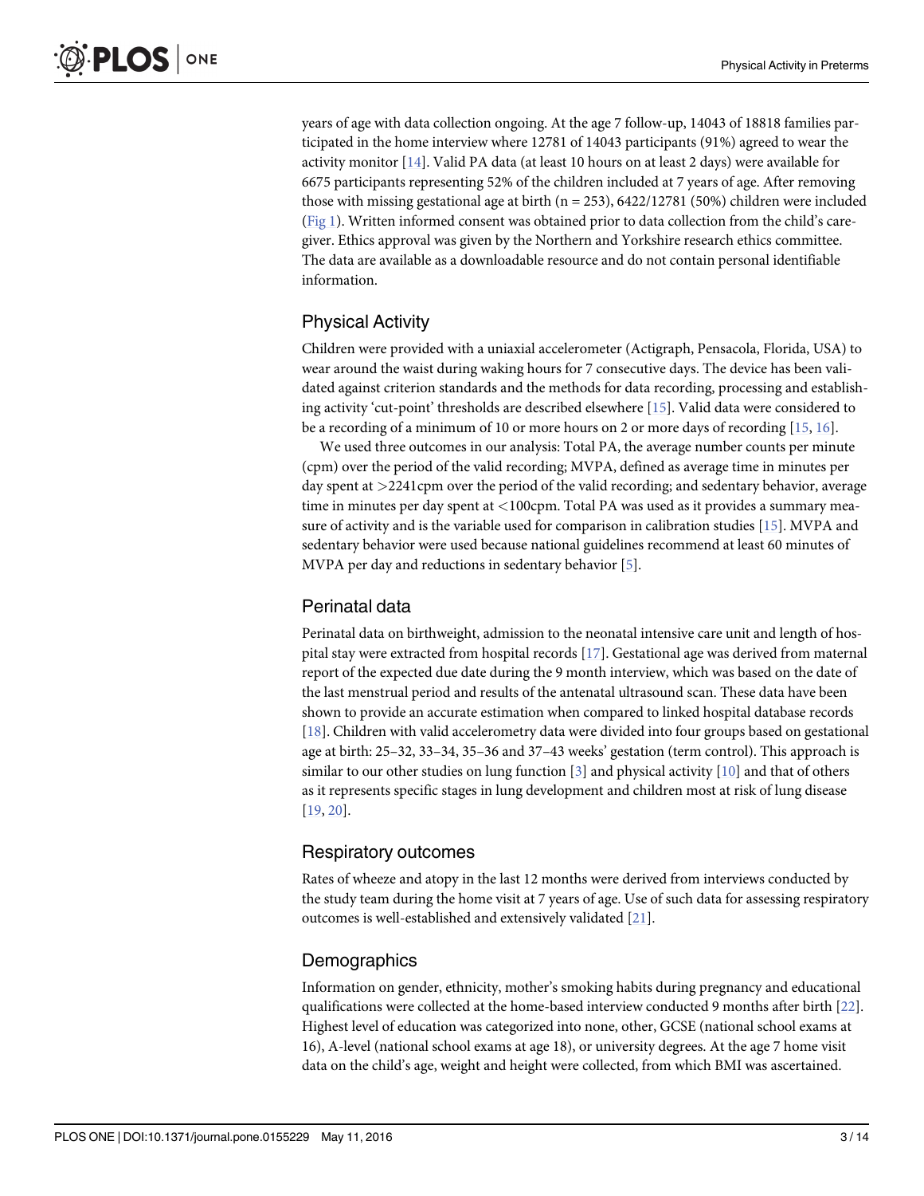years of age with data collection ongoing. At the age 7 follow-up, 14043 of 18818 families participated in the home interview where 12781 of 14043 participants (91%) agreed to wear the activity monitor [14]. Valid PA data (at least 10 hours on at least 2 days) were available for 6675 participants representing 52% of the children included at 7 years of age. After removing those with missing gestational age at birth (n = 253), 6422/12781 (50%) children were included (Fig 1). Written informed consent was obtained prior to data collection from the child's caregiver. Ethics approval was given by the Northern and Yorkshire research ethics committee. The data are available as a downloadable resource and do not contain personal identifiable information.

## Physical Activity

Children were provided with a uniaxial accelerometer (Actigraph, Pensacola, Florida, USA) to wear around the waist during waking hours for 7 consecutive days. The device has been validated against criterion standards and the methods for data recording, processing and establishing activity 'cut-point' thresholds are described elsewhere [15]. Valid data were considered to be a recording of a minimum of 10 or more hours on 2 or more days of recording [15, 16].

We used three outcomes in our analysis: Total PA, the average number counts per minute (cpm) over the period of the valid recording; MVPA, defined as average time in minutes per day spent at >2241cpm over the period of the valid recording; and sedentary behavior, average time in minutes per day spent at <100cpm. Total PA was used as it provides a summary measure of activity and is the variable used for comparison in calibration studies [15]. MVPA and sedentary behavior were used because national guidelines recommend at least 60 minutes of MVPA per day and reductions in sedentary behavior [5].

## Perinatal data

Perinatal data on birthweight, admission to the neonatal intensive care unit and length of hospital stay were extracted from hospital records [17]. Gestational age was derived from maternal report of the expected due date during the 9 month interview, which was based on the date of the last menstrual period and results of the antenatal ultrasound scan. These data have been shown to provide an accurate estimation when compared to linked hospital database records [18]. Children with valid accelerometry data were divided into four groups based on gestational age at birth: 25–32, 33–34, 35–36 and 37–43 weeks' gestation (term control). This approach is similar to our other studies on lung function [3] and physical activity [10] and that of others as it represents specific stages in lung development and children most at risk of lung disease [19, 20].

## Respiratory outcomes

Rates of wheeze and atopy in the last 12 months were derived from interviews conducted by the study team during the home visit at 7 years of age. Use of such data for assessing respiratory outcomes is well-established and extensively validated [21].

## Demographics

Information on gender, ethnicity, mother's smoking habits during pregnancy and educational qualifications were collected at the home-based interview conducted 9 months after birth [22]. Highest level of education was categorized into none, other, GCSE (national school exams at 16), A-level (national school exams at age 18), or university degrees. At the age 7 home visit data on the child's age, weight and height were collected, from which BMI was ascertained.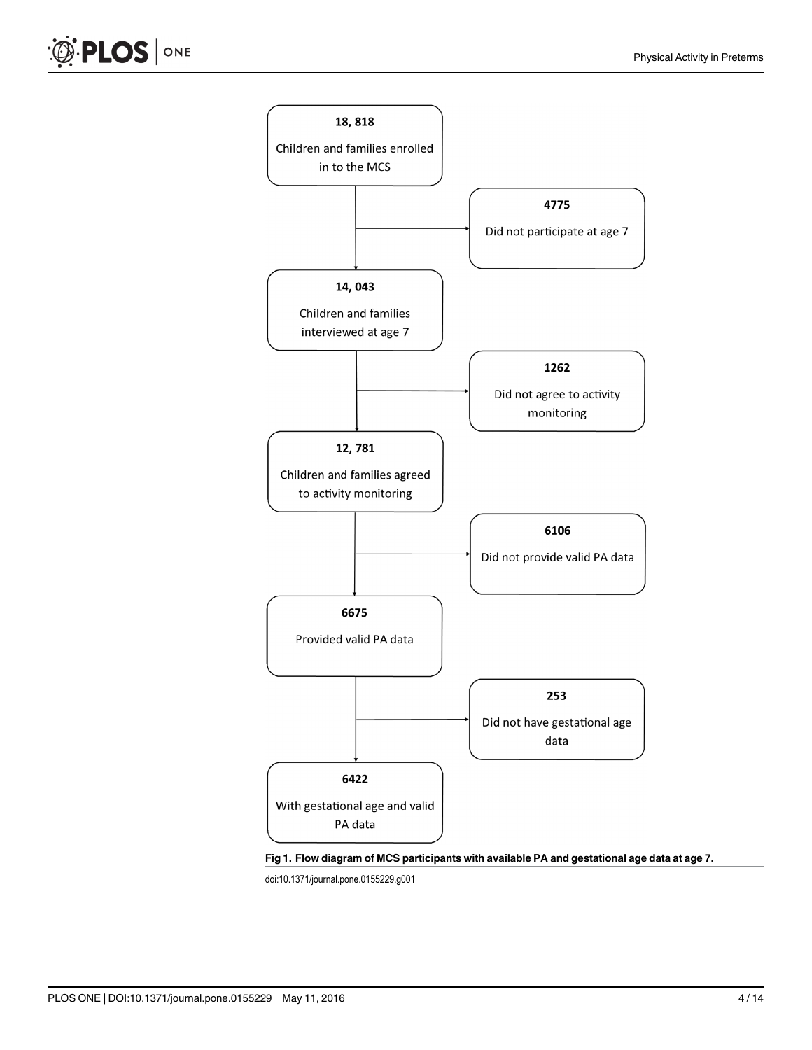18, 818

Children and families enrolled in to the MCS

4775

Did not participate at age 7

14, 043

Children and families interviewed at age 7

1262

Did not agree to activity monitoring

12, 781

Children and families agreed to activity monitoring

6106

Did not provide valid PA data

6675

Provided valid PA data

253

Did not have gestational age data

6422

With gestational age and valid PA data

**Fig 1. Flow diagram of MCS participants with available PA and gestational age data at age 7.**

doi:10.1371/journal.pone.0155229.g001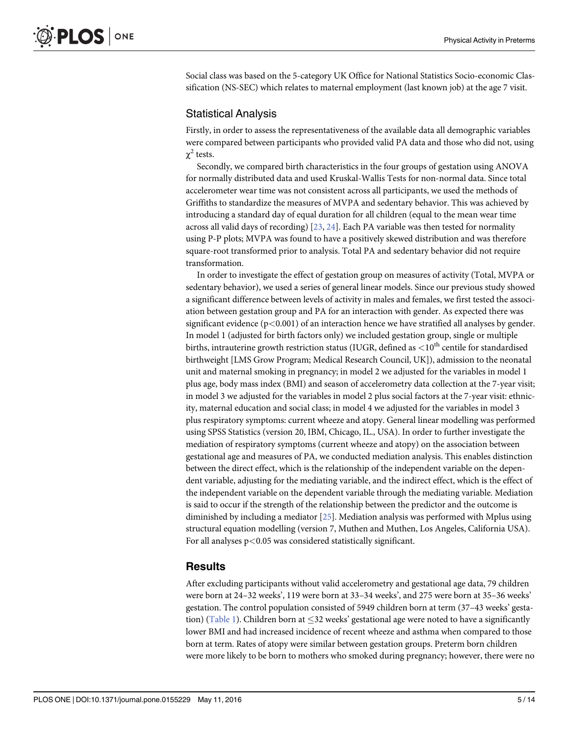Social class was based on the 5-category UK Office for National Statistics Socio-economic Classification (NS-SEC) which relates to maternal employment (last known job) at the age 7 visit.

## Statistical Analysis

Firstly, in order to assess the representativeness of the available data all demographic variables were compared between participants who provided valid PA data and those who did not, using $\chi^2$ tests.

Secondly, we compared birth characteristics in the four groups of gestation using ANOVA for normally distributed data and used Kruskal-Wallis Tests for non-normal data. Since total accelerometer wear time was not consistent across all participants, we used the methods of Griffiths to standardize the measures of MVPA and sedentary behavior. This was achieved by introducing a standard day of equal duration for all children (equal to the mean wear time across all valid days of recording) [23, 24]. Each PA variable was then tested for normality using P-P plots; MVPA was found to have a positively skewed distribution and was therefore square-root transformed prior to analysis. Total PA and sedentary behavior did not require transformation.

In order to investigate the effect of gestation group on measures of activity (Total, MVPA or sedentary behavior), we used a series of general linear models. Since our previous study showed a significant difference between levels of activity in males and females, we first tested the association between gestation group and PA for an interaction with gender. As expected there was significant evidence ($p<0.001$) of an interaction hence we have stratified all analyses by gender. In model 1 (adjusted for birth factors only) we included gestation group, single or multiple births, intrauterine growth restriction status (IUGR, defined as $<10^{th}$ centile for standardised birthweight [LMS Grow Program; Medical Research Council, UK]), admission to the neonatal unit and maternal smoking in pregnancy; in model 2 we adjusted for the variables in model 1 plus age, body mass index (BMI) and season of accelerometry data collection at the 7-year visit; in model 3 we adjusted for the variables in model 2 plus social factors at the 7-year visit: ethnicity, maternal education and social class; in model 4 we adjusted for the variables in model 3 plus respiratory symptoms: current wheeze and atopy. General linear modelling was performed using SPSS Statistics (version 20, IBM, Chicago, IL., USA). In order to further investigate the mediation of respiratory symptoms (current wheeze and atopy) on the association between gestational age and measures of PA, we conducted mediation analysis. This enables distinction between the direct effect, which is the relationship of the independent variable on the dependent variable, adjusting for the mediating variable, and the indirect effect, which is the effect of the independent variable on the dependent variable through the mediating variable. Mediation is said to occur if the strength of the relationship between the predictor and the outcome is diminished by including a mediator [25]. Mediation analysis was performed with Mplus using structural equation modelling (version 7, Muthen and Muthen, Los Angeles, California USA). For all analyses $p<0.05$ was considered statistically significant.

## Results

After excluding participants without valid accelerometry and gestational age data, 79 children were born at 24–32 weeks', 119 were born at 33–34 weeks', and 275 were born at 35–36 weeks' gestation. The control population consisted of 5949 children born at term (37–43 weeks' gestation) (Table 1). Children born at $\leq$32 weeks' gestational age were noted to have a significantly lower BMI and had increased incidence of recent wheeze and asthma when compared to those born at term. Rates of atopy were similar between gestation groups. Preterm born children were more likely to be born to mothers who smoked during pregnancy; however, there were no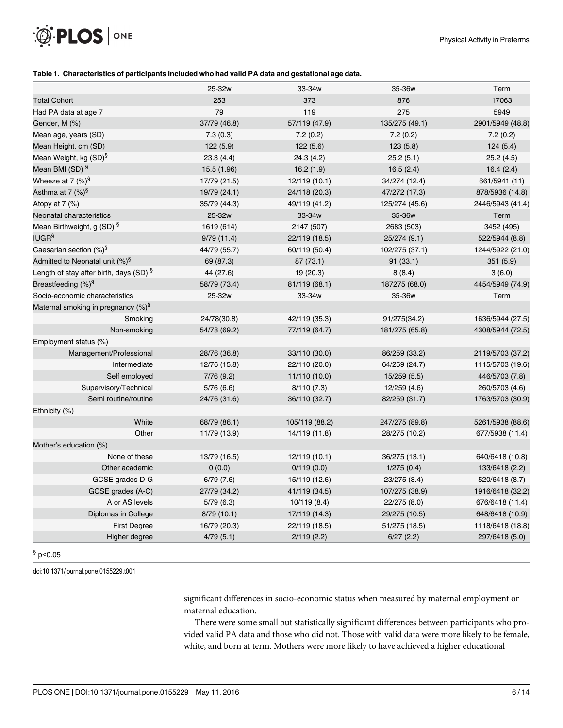**Table 1. Characteristics of participants included who had valid PA data and gestational age data.**

| | 25-32w | 33-34w | 35-36w | Term |
|---|---|---|---|---|
| Total Cohort | 253 | 373 | 876 | 17063 |
| Had PA data at age 7 | 79 | 119 | 275 | 5949 |
| Gender, M (%) | 37/79 (46.8) | 57/119 (47.9) | 135/275 (49.1) | 2901/5949 (48.8) |
| Mean age, years (SD) | 7.3 (0.3) | 7.2 (0.2) | 7.2 (0.2) | 7.2 (0.2) |
| Mean Height, cm (SD) | 122 (5.9) | 122 (5.6) | 123 (5.8) | 124 (5.4) |
| Mean Weight, kg (SD)§ | 23.3 (4.4) | 24.3 (4.2) | 25.2 (5.1) | 25.2 (4.5) |
| Mean BMI (SD) § | 15.5 (1.96) | 16.2 (1.9) | 16.5 (2.4) | 16.4 (2.4) |
| Wheeze at 7 (%)§ | 17/79 (21.5) | 12/119 (10.1) | 34/274 (12.4) | 661/5941 (11) |
| Asthma at 7 (%)§ | 19/79 (24.1) | 24/118 (20.3) | 47/272 (17.3) | 878/5936 (14.8) |
| Atopy at 7 (%) | 35/79 (44.3) | 49/119 (41.2) | 125/274 (45.6) | 2446/5943 (41.4) |
| Neonatal characteristics | 25-32w | 33-34w | 35-36w | Term |
| Mean Birthweight, g (SD) § | 1619 (614) | 2147 (507) | 2683 (503) | 3452 (495) |
| IUGR§ | 9/79 (11.4) | 22/119 (18.5) | 25/274 (9.1) | 522/5944 (8.8) |
| Caesarian section (%)§ | 44/79 (55.7) | 60/119 (50.4) | 102/275 (37.1) | 1244/5922 (21.0) |
| Admitted to Neonatal unit (%)§ | 69 (87.3) | 87 (73.1) | 91 (33.1) | 351 (5.9) |
| Length of stay after birth, days (SD) § | 44 (27.6) | 19 (20.3) | 8 (8.4) | 3 (6.0) |
| Breastfeeding (%)§ | 58/79 (73.4) | 81/119 (68.1) | 187275 (68.0) | 4454/5949 (74.9) |
| Socio-economic characteristics | 25-32w | 33-34w | 35-36w | Term |
| Maternal smoking in pregnancy (%)§ | | | | |
| Smoking | 24/78(30.8) | 42/119 (35.3) | 91/275(34.2) | 1636/5944 (27.5) |
| Non-smoking | 54/78 (69.2) | 77/119 (64.7) | 181/275 (65.8) | 4308/5944 (72.5) |
| Employment status (%) | | | | |
| Management/Professional | 28/76 (36.8) | 33/110 (30.0) | 86/259 (33.2) | 2119/5703 (37.2) |
| Intermediate | 12/76 (15.8) | 22/110 (20.0) | 64/259 (24.7) | 1115/5703 (19.6) |
| Self employed | 7/76 (9.2) | 11/110 (10.0) | 15/259 (5.5) | 446/5703 (7.8) |
| Supervisory/Technical | 5/76 (6.6) | 8/110 (7.3) | 12/259 (4.6) | 260/5703 (4.6) |
| Semi routine/routine | 24/76 (31.6) | 36/110 (32.7) | 82/259 (31.7) | 1763/5703 (30.9) |
| Ethnicity (%) | | | | |
| White | 68/79 (86.1) | 105/119 (88.2) | 247/275 (89.8) | 5261/5938 (88.6) |
| Other | 11/79 (13.9) | 14/119 (11.8) | 28/275 (10.2) | 677/5938 (11.4) |
| Mother's education (%) | | | | |
| None of these | 13/79 (16.5) | 12/119 (10.1) | 36/275 (13.1) | 640/6418 (10.8) |
| Other academic | 0 (0.0) | 0/119 (0.0) | 1/275 (0.4) | 133/6418 (2.2) |
| GCSE grades D-G | 6/79 (7.6) | 15/119 (12.6) | 23/275 (8.4) | 520/6418 (8.7) |
| GCSE grades (A-C) | 27/79 (34.2) | 41/119 (34.5) | 107/275 (38.9) | 1916/6418 (32.2) |
| A or AS levels | 5/79 (6.3) | 10/119 (8.4) | 22/275 (8.0) | 676/6418 (11.4) |
| Diplomas in College | 8/79 (10.1) | 17/119 (14.3) | 29/275 (10.5) | 648/6418 (10.9) |
| First Degree | 16/79 (20.3) | 22/119 (18.5) | 51/275 (18.5) | 1118/6418 (18.8) |
| Higher degree | 4/79 (5.1) | 2/119 (2.2) | 6/27 (2.2) | 297/6418 (5.0) |

§ $p<0.05$

doi:10.1371/journal.pone.0155229.t001

significant differences in socio-economic status when measured by maternal employment or maternal education.

There were some small but statistically significant differences between participants who provided valid PA data and those who did not. Those with valid data were more likely to be female, white, and born at term. Mothers were more likely to have achieved a higher educational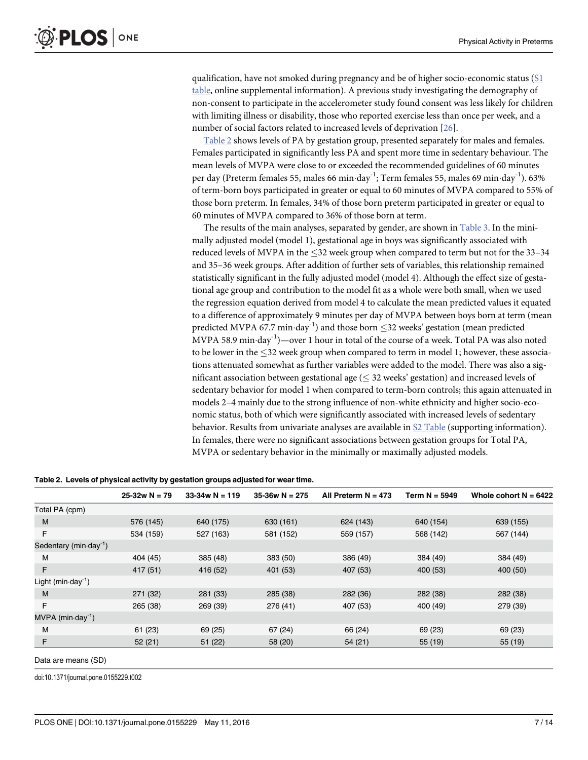qualification, have not smoked during pregnancy and be of higher socio-economic status (S1 table, online supplemental information). A previous study investigating the demography of non-consent to participate in the accelerometer study found consent was less likely for children with limiting illness or disability, those who reported exercise less than once per week, and a number of social factors related to increased levels of deprivation [26].

Table 2 shows levels of PA by gestation group, presented separately for males and females. Females participated in significantly less PA and spent more time in sedentary behaviour. The mean levels of MVPA were close to or exceeded the recommended guidelines of 60 minutes per day (Preterm females 55, males 66 min·day$^{-1}$; Term females 55, males 69 min·day$^{-1}$). 63% of term-born boys participated in greater or equal to 60 minutes of MVPA compared to 55% of those born preterm. In females, 34% of those born preterm participated in greater or equal to 60 minutes of MVPA compared to 36% of those born at term.

The results of the main analyses, separated by gender, are shown in Table 3. In the minimally adjusted model (model 1), gestational age in boys was significantly associated with reduced levels of MVPA in the ≤32 week group when compared to term but not for the 33–34 and 35–36 week groups. After addition of further sets of variables, this relationship remained statistically significant in the fully adjusted model (model 4). Although the effect size of gestational age group and contribution to the model fit as a whole were both small, when we used the regression equation derived from model 4 to calculate the mean predicted values it equated to a difference of approximately 9 minutes per day of MVPA between boys born at term (mean predicted MVPA 67.7 min·day$^{-1}$) and those born ≤32 weeks' gestation (mean predicted MVPA 58.9 min·day$^{-1}$)—over 1 hour in total of the course of a week. Total PA was also noted to be lower in the ≤32 week group when compared to term in model 1; however, these associations attenuated somewhat as further variables were added to the model. There was also a significant association between gestational age (≤ 32 weeks' gestation) and increased levels of sedentary behavior for model 1 when compared to term-born controls; this again attenuated in models 2–4 mainly due to the strong influence of non-white ethnicity and higher socio-economic status, both of which were significantly associated with increased levels of sedentary behavior. Results from univariate analyses are available in S2 Table (supporting information). In females, there were no significant associations between gestation groups for Total PA, MVPA or sedentary behavior in the minimally or maximally adjusted models.

**Table 2. Levels of physical activity by gestation groups adjusted for wear time.**

| | 25-32w N = 79 | 33-34w N = 119 | 35-36w N = 275 | All Preterm N = 473 | Term N = 5949 | Whole cohort N = 6422 |
|---|---|---|---|---|---|---|
| Total PA (cpm) | | | | | | |
| M | 576 (145) | 640 (175) | 630 (161) | 624 (143) | 640 (154) | 639 (155) |
| F | 534 (159) | 527 (163) | 581 (152) | 559 (157) | 568 (142) | 567 (144) |
| Sedentary (min·day$^{-1}$) | | | | | | |
| M | 404 (45) | 385 (48) | 383 (50) | 386 (49) | 384 (49) | 384 (49) |
| F | 417 (51) | 416 (52) | 401 (53) | 407 (53) | 400 (53) | 400 (50) |
| Light (min·day$^{-1}$) | | | | | | |
| M | 271 (32) | 281 (33) | 285 (38) | 282 (36) | 282 (38) | 282 (38) |
| F | 265 (38) | 269 (39) | 276 (41) | 407 (53) | 400 (49) | 279 (39) |
| MVPA (min·day$^{-1}$) | | | | | | |
| M | 61 (23) | 69 (25) | 67 (24) | 66 (24) | 69 (23) | 69 (23) |
| F | 52 (21) | 51 (22) | 58 (20) | 54 (21) | 55 (19) | 55 (19) |

Data are means (SD)

doi:10.1371/journal.pone.0155229.t002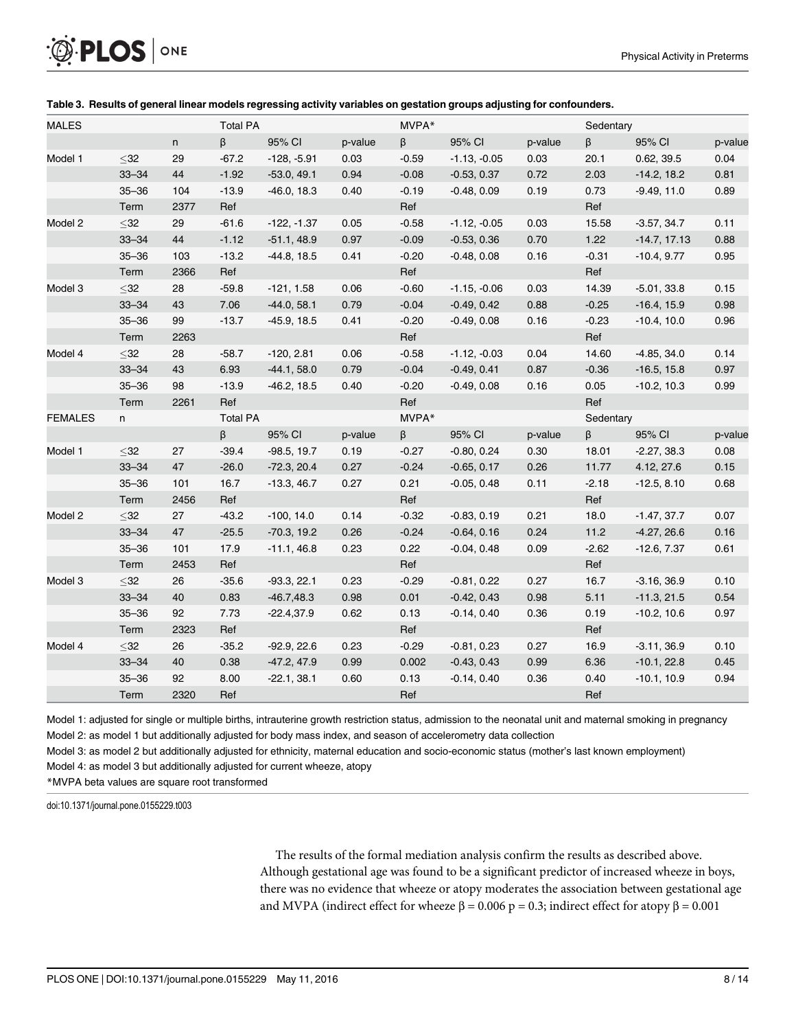**Table 3. Results of general linear models regressing activity variables on gestation groups adjusting for confounders.**

| MALES | | | Total PA | | | MVPA* | | | Sedentary | | |
|---|---|---|---|---|---|---|---|---|---|---|---|
| | | n | β | 95% CI | p-value | β | 95% CI | p-value | β | 95% CI | p-value |
| Model 1 | ≤32 | 29 | -67.2 | -128, -5.91 | 0.03 | -0.59 | -1.13, -0.05 | 0.03 | 20.1 | 0.62, 39.5 | 0.04 |
| | 33–34 | 44 | -1.92 | -53.0, 49.1 | 0.94 | -0.08 | -0.53, 0.37 | 0.72 | 2.03 | -14.2, 18.2 | 0.81 |
| | 35–36 | 104 | -13.9 | -46.0, 18.3 | 0.40 | -0.19 | -0.48, 0.09 | 0.19 | 0.73 | -9.49, 11.0 | 0.89 |
| | Term | 2377 | Ref | | | Ref | | | Ref | | |
| Model 2 | ≤32 | 29 | -61.6 | -122, -1.37 | 0.05 | -0.58 | -1.12, -0.05 | 0.03 | 15.58 | -3.57, 34.7 | 0.11 |
| | 33–34 | 44 | -1.12 | -51.1, 48.9 | 0.97 | -0.09 | -0.53, 0.36 | 0.70 | 1.22 | -14.7, 17.13 | 0.88 |
| | 35–36 | 103 | -13.2 | -44.8, 18.5 | 0.41 | -0.20 | -0.48, 0.08 | 0.16 | -0.31 | -10.4, 9.77 | 0.95 |
| | Term | 2366 | Ref | | | Ref | | | Ref | | |
| Model 3 | ≤32 | 28 | -59.8 | -121, 1.58 | 0.06 | -0.60 | -1.15, -0.06 | 0.03 | 14.39 | -5.01, 33.8 | 0.15 |
| | 33–34 | 43 | 7.06 | -44.0, 58.1 | 0.79 | -0.04 | -0.49, 0.42 | 0.88 | -0.25 | -16.4, 15.9 | 0.98 |
| | 35–36 | 99 | -13.7 | -45.9, 18.5 | 0.41 | -0.20 | -0.49, 0.08 | 0.16 | -0.23 | -10.4, 10.0 | 0.96 |
| | Term | 2263 | | | | Ref | | | Ref | | |
| Model 4 | ≤32 | 28 | -58.7 | -120, 2.81 | 0.06 | -0.58 | -1.12, -0.03 | 0.04 | 14.60 | -4.85, 34.0 | 0.14 |
| | 33–34 | 43 | 6.93 | -44.1, 58.0 | 0.79 | -0.04 | -0.49, 0.41 | 0.87 | -0.36 | -16.5, 15.8 | 0.97 |
| | 35–36 | 98 | -13.9 | -46.2, 18.5 | 0.40 | -0.20 | -0.49, 0.08 | 0.16 | 0.05 | -10.2, 10.3 | 0.99 |
| | Term | 2261 | Ref | | | Ref | | | Ref | | |
| FEMALES | n | | Total PA | | | MVPA* | | | Sedentary | | |
| | | | β | 95% CI | p-value | β | 95% CI | p-value | β | 95% CI | p-value |
| Model 1 | ≤32 | 27 | -39.4 | -98.5, 19.7 | 0.19 | -0.27 | -0.80, 0.24 | 0.30 | 18.01 | -2.27, 38.3 | 0.08 |
| | 33–34 | 47 | -26.0 | -72.3, 20.4 | 0.27 | -0.24 | -0.65, 0.17 | 0.26 | 11.77 | 4.12, 27.6 | 0.15 |
| | 35–36 | 101 | 16.7 | -13.3, 46.7 | 0.27 | 0.21 | -0.05, 0.48 | 0.11 | -2.18 | -12.5, 8.10 | 0.68 |
| | Term | 2456 | Ref | | | Ref | | | Ref | | |
| Model 2 | ≤32 | 27 | -43.2 | -100, 14.0 | 0.14 | -0.32 | -0.83, 0.19 | 0.21 | 18.0 | -1.47, 37.7 | 0.07 |
| | 33–34 | 47 | -25.5 | -70.3, 19.2 | 0.26 | -0.24 | -0.64, 0.16 | 0.24 | 11.2 | -4.27, 26.6 | 0.16 |
| | 35–36 | 101 | 17.9 | -11.1, 46.8 | 0.23 | 0.22 | -0.04, 0.48 | 0.09 | -2.62 | -12.6, 7.37 | 0.61 |
| | Term | 2453 | Ref | | | Ref | | | Ref | | |
| Model 3 | ≤32 | 26 | -35.6 | -93.3, 22.1 | 0.23 | -0.29 | -0.81, 0.22 | 0.27 | 16.7 | -3.16, 36.9 | 0.10 |
| | 33–34 | 40 | 0.83 | -46.7,48.3 | 0.98 | 0.01 | -0.42, 0.43 | 0.98 | 5.11 | -11.3, 21.5 | 0.54 |
| | 35–36 | 92 | 7.73 | -22.4,37.9 | 0.62 | 0.13 | -0.14, 0.40 | 0.36 | 0.19 | -10.2, 10.6 | 0.97 |
| | Term | 2323 | Ref | | | Ref | | | Ref | | |
| Model 4 | ≤32 | 26 | -35.2 | -92.9, 22.6 | 0.23 | -0.29 | -0.81, 0.23 | 0.27 | 16.9 | -3.11, 36.9 | 0.10 |
| | 33–34 | 40 | 0.38 | -47.2, 47.9 | 0.99 | 0.002 | -0.43, 0.43 | 0.99 | 6.36 | -10.1, 22.8 | 0.45 |
| | 35–36 | 92 | 8.00 | -22.1, 38.1 | 0.60 | 0.13 | -0.14, 0.40 | 0.36 | 0.40 | -10.1, 10.9 | 0.94 |
| | Term | 2320 | Ref | | | Ref | | | Ref | | |

Model 1: adjusted for single or multiple births, intrauterine growth restriction status, admission to the neonatal unit and maternal smoking in pregnancy

Model 2: as model 1 but additionally adjusted for body mass index, and season of accelerometry data collection

Model 3: as model 2 but additionally adjusted for ethnicity, maternal education and socio-economic status (mother's last known employment)

Model 4: as model 3 but additionally adjusted for current wheeze, atopy

*MVPA beta values are square root transformed

doi:10.1371/journal.pone.0155229.t003

The results of the formal mediation analysis confirm the results as described above. Although gestational age was found to be a significant predictor of increased wheeze in boys, there was no evidence that wheeze or atopy moderates the association between gestational age and MVPA (indirect effect for wheeze $\beta = 0.006$ $p = 0.3$; indirect effect for atopy $\beta = 0.001$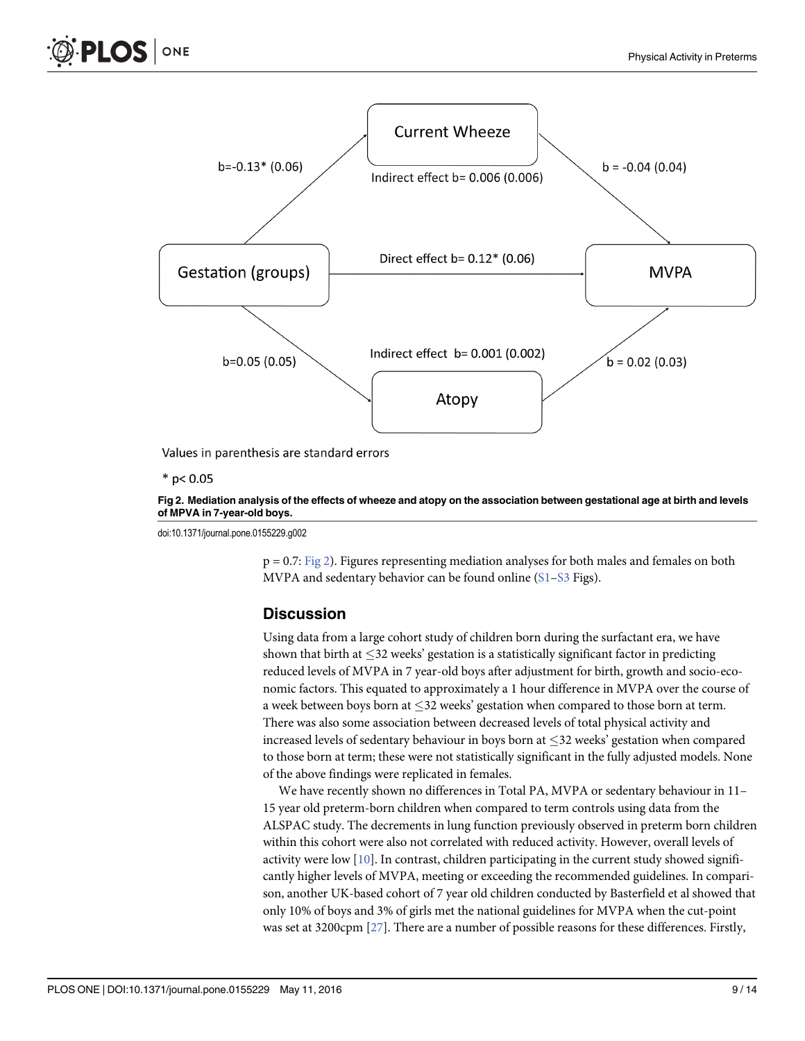Values in parenthesis are standard errors

\* p< 0.05

**Fig 2. Mediation analysis of the effects of wheeze and atopy on the association between gestational age at birth and levels of MPVA in 7-year-old boys.**

doi:10.1371/journal.pone.0155229.g002

$p = 0.7$: Fig 2). Figures representing mediation analyses for both males and females on both MVPA and sedentary behavior can be found online (S1–S3 Figs).

## Discussion

Using data from a large cohort study of children born during the surfactant era, we have shown that birth at ≤32 weeks' gestation is a statistically significant factor in predicting reduced levels of MVPA in 7 year-old boys after adjustment for birth, growth and socio-economic factors. This equated to approximately a 1 hour difference in MVPA over the course of a week between boys born at ≤32 weeks' gestation when compared to those born at term. There was also some association between decreased levels of total physical activity and increased levels of sedentary behaviour in boys born at ≤32 weeks' gestation when compared to those born at term; these were not statistically significant in the fully adjusted models. None of the above findings were replicated in females.

We have recently shown no differences in Total PA, MVPA or sedentary behaviour in 11–15 year old preterm-born children when compared to term controls using data from the ALSPAC study. The decrements in lung function previously observed in preterm born children within this cohort were also not correlated with reduced activity. However, overall levels of activity were low [10]. In contrast, children participating in the current study showed significantly higher levels of MVPA, meeting or exceeding the recommended guidelines. In comparison, another UK-based cohort of 7 year old children conducted by Basterfield et al showed that only 10% of boys and 3% of girls met the national guidelines for MVPA when the cut-point was set at 3200cpm [27]. There are a number of possible reasons for these differences. Firstly,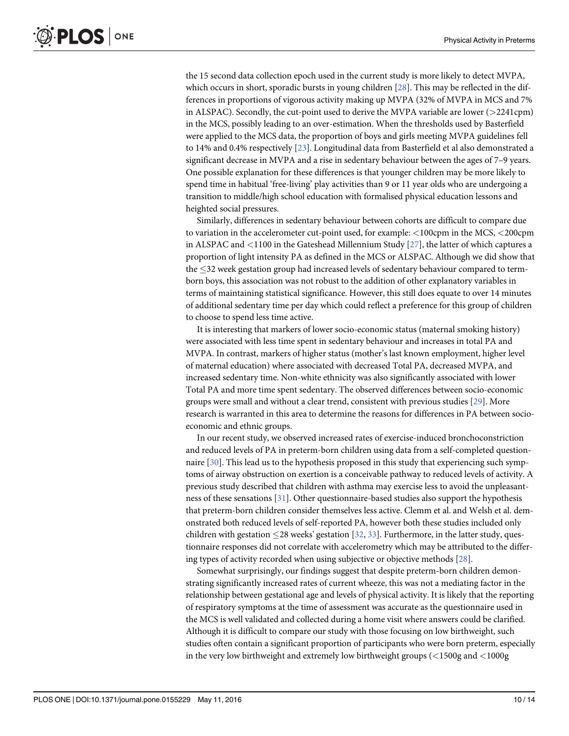the 15 second data collection epoch used in the current study is more likely to detect MVPA, which occurs in short, sporadic bursts in young children [28]. This may be reflected in the differences in proportions of vigorous activity making up MVPA (32% of MVPA in MCS and 7% in ALSPAC). Secondly, the cut-point used to derive the MVPA variable are lower (>2241cpm) in the MCS, possibly leading to an over-estimation. When the thresholds used by Basterfield were applied to the MCS data, the proportion of boys and girls meeting MVPA guidelines fell to 14% and 0.4% respectively [23]. Longitudinal data from Basterfield et al also demonstrated a significant decrease in MVPA and a rise in sedentary behaviour between the ages of 7–9 years. One possible explanation for these differences is that younger children may be more likely to spend time in habitual 'free-living' play activities than 9 or 11 year olds who are undergoing a transition to middle/high school education with formalised physical education lessons and heighted social pressures.

Similarly, differences in sedentary behaviour between cohorts are difficult to compare due to variation in the accelerometer cut-point used, for example: <100cpm in the MCS, <200cpm in ALSPAC and <1100 in the Gateshead Millennium Study [27], the latter of which captures a proportion of light intensity PA as defined in the MCS or ALSPAC. Although we did show that the ≤32 week gestation group had increased levels of sedentary behaviour compared to term-born boys, this association was not robust to the addition of other explanatory variables in terms of maintaining statistical significance. However, this still does equate to over 14 minutes of additional sedentary time per day which could reflect a preference for this group of children to choose to spend less time active.

It is interesting that markers of lower socio-economic status (maternal smoking history) were associated with less time spent in sedentary behaviour and increases in total PA and MVPA. In contrast, markers of higher status (mother's last known employment, higher level of maternal education) where associated with decreased Total PA, decreased MVPA, and increased sedentary time. Non-white ethnicity was also significantly associated with lower Total PA and more time spent sedentary. The observed differences between socio-economic groups were small and without a clear trend, consistent with previous studies [29]. More research is warranted in this area to determine the reasons for differences in PA between socio-economic and ethnic groups.

In our recent study, we observed increased rates of exercise-induced bronchoconstriction and reduced levels of PA in preterm-born children using data from a self-completed questionnaire [30]. This lead us to the hypothesis proposed in this study that experiencing such symptoms of airway obstruction on exertion is a conceivable pathway to reduced levels of activity. A previous study described that children with asthma may exercise less to avoid the unpleasantness of these sensations [31]. Other questionnaire-based studies also support the hypothesis that preterm-born children consider themselves less active. Clemm et al. and Welsh et al. demonstrated both reduced levels of self-reported PA, however both these studies included only children with gestation ≤28 weeks' gestation [32, 33]. Furthermore, in the latter study, questionnaire responses did not correlate with accelerometry which may be attributed to the differing types of activity recorded when using subjective or objective methods [28].

Somewhat surprisingly, our findings suggest that despite preterm-born children demonstrating significantly increased rates of current wheeze, this was not a mediating factor in the relationship between gestational age and levels of physical activity. It is likely that the reporting of respiratory symptoms at the time of assessment was accurate as the questionnaire used in the MCS is well validated and collected during a home visit where answers could be clarified. Although it is difficult to compare our study with those focusing on low birthweight, such studies often contain a significant proportion of participants who were born preterm, especially in the very low birthweight and extremely low birthweight groups (<1500g and <1000g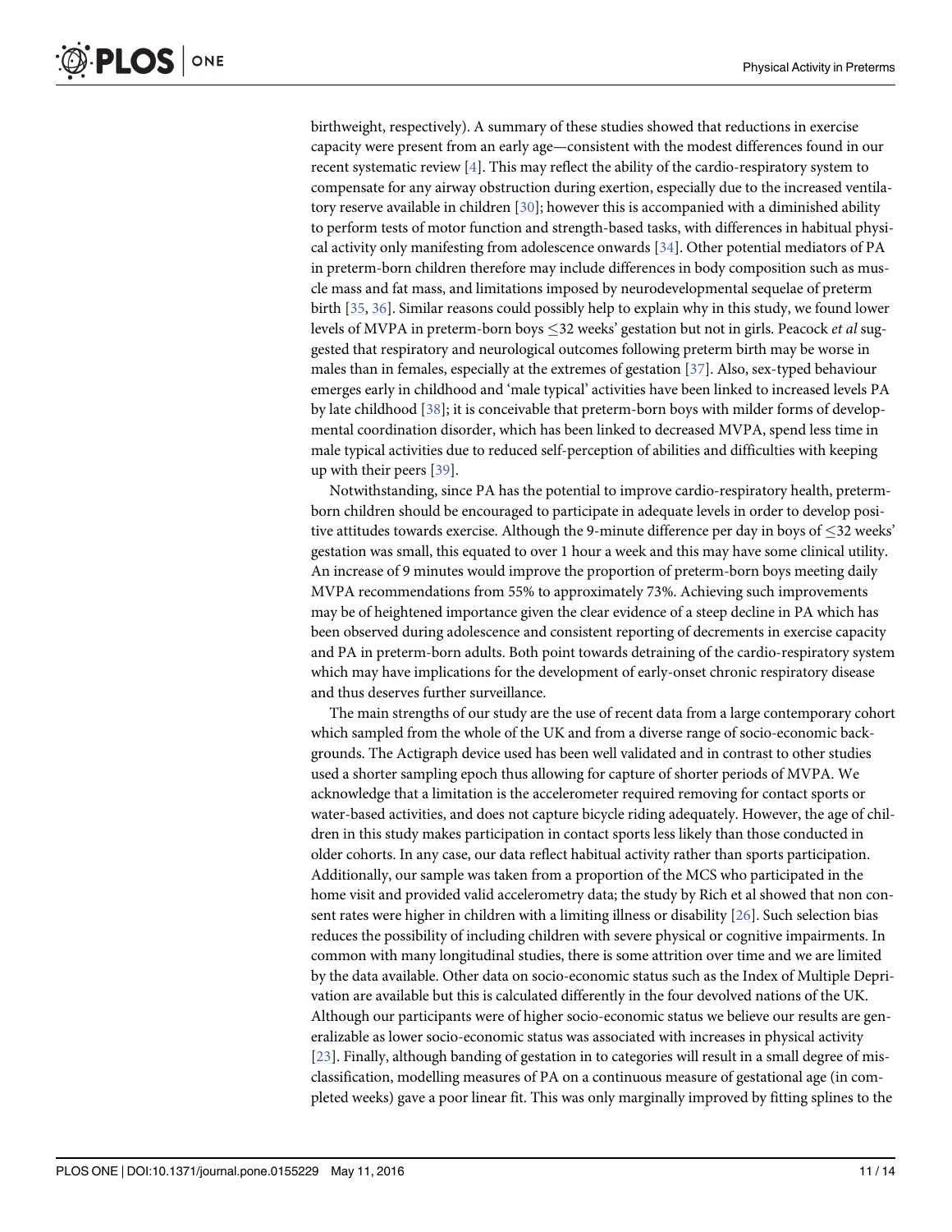birthweight, respectively). A summary of these studies showed that reductions in exercise capacity were present from an early age—consistent with the modest differences found in our recent systematic review [4]. This may reflect the ability of the cardio-respiratory system to compensate for any airway obstruction during exertion, especially due to the increased ventilatory reserve available in children [30]; however this is accompanied with a diminished ability to perform tests of motor function and strength-based tasks, with differences in habitual physical activity only manifesting from adolescence onwards [34]. Other potential mediators of PA in preterm-born children therefore may include differences in body composition such as muscle mass and fat mass, and limitations imposed by neurodevelopmental sequelae of preterm birth [35, 36]. Similar reasons could possibly help to explain why in this study, we found lower levels of MVPA in preterm-born boys ≤32 weeks' gestation but not in girls. Peacock *et al* suggested that respiratory and neurological outcomes following preterm birth may be worse in males than in females, especially at the extremes of gestation [37]. Also, sex-typed behaviour emerges early in childhood and 'male typical' activities have been linked to increased levels PA by late childhood [38]; it is conceivable that preterm-born boys with milder forms of developmental coordination disorder, which has been linked to decreased MVPA, spend less time in male typical activities due to reduced self-perception of abilities and difficulties with keeping up with their peers [39].

Notwithstanding, since PA has the potential to improve cardio-respiratory health, preterm-born children should be encouraged to participate in adequate levels in order to develop positive attitudes towards exercise. Although the 9-minute difference per day in boys of ≤32 weeks' gestation was small, this equated to over 1 hour a week and this may have some clinical utility. An increase of 9 minutes would improve the proportion of preterm-born boys meeting daily MVPA recommendations from 55% to approximately 73%. Achieving such improvements may be of heightened importance given the clear evidence of a steep decline in PA which has been observed during adolescence and consistent reporting of decrements in exercise capacity and PA in preterm-born adults. Both point towards detraining of the cardio-respiratory system which may have implications for the development of early-onset chronic respiratory disease and thus deserves further surveillance.

The main strengths of our study are the use of recent data from a large contemporary cohort which sampled from the whole of the UK and from a diverse range of socio-economic backgrounds. The Actigraph device used has been well validated and in contrast to other studies used a shorter sampling epoch thus allowing for capture of shorter periods of MVPA. We acknowledge that a limitation is the accelerometer required removing for contact sports or water-based activities, and does not capture bicycle riding adequately. However, the age of children in this study makes participation in contact sports less likely than those conducted in older cohorts. In any case, our data reflect habitual activity rather than sports participation. Additionally, our sample was taken from a proportion of the MCS who participated in the home visit and provided valid accelerometry data; the study by Rich et al showed that non consent rates were higher in children with a limiting illness or disability [26]. Such selection bias reduces the possibility of including children with severe physical or cognitive impairments. In common with many longitudinal studies, there is some attrition over time and we are limited by the data available. Other data on socio-economic status such as the Index of Multiple Deprivation are available but this is calculated differently in the four devolved nations of the UK. Although our participants were of higher socio-economic status we believe our results are generalizable as lower socio-economic status was associated with increases in physical activity [23]. Finally, although banding of gestation in to categories will result in a small degree of misclassification, modelling measures of PA on a continuous measure of gestational age (in completed weeks) gave a poor linear fit. This was only marginally improved by fitting splines to the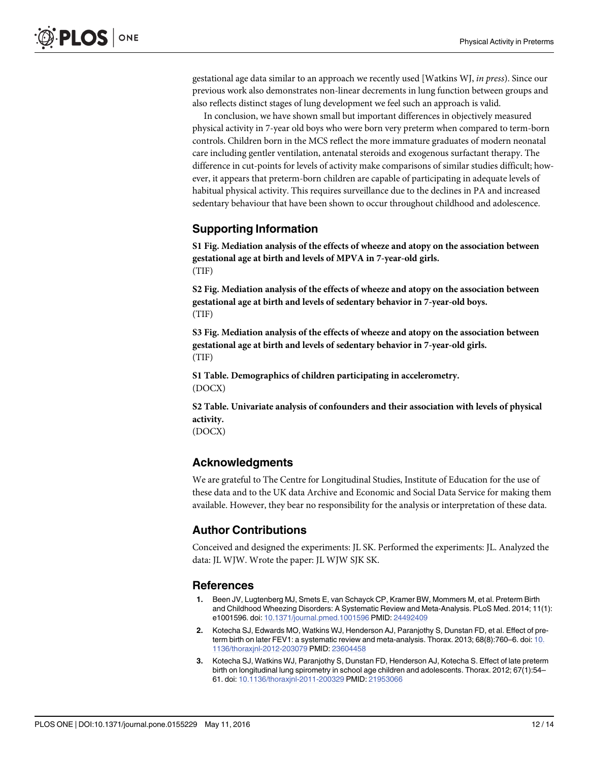gestational age data similar to an approach we recently used [Watkins WJ, *in press*). Since our previous work also demonstrates non-linear decrements in lung function between groups and also reflects distinct stages of lung development we feel such an approach is valid.

In conclusion, we have shown small but important differences in objectively measured physical activity in 7-year old boys who were born very preterm when compared to term-born controls. Children born in the MCS reflect the more immature graduates of modern neonatal care including gentler ventilation, antenatal steroids and exogenous surfactant therapy. The difference in cut-points for levels of activity make comparisons of similar studies difficult; however, it appears that preterm-born children are capable of participating in adequate levels of habitual physical activity. This requires surveillance due to the declines in PA and increased sedentary behaviour that have been shown to occur throughout childhood and adolescence.

## Supporting Information

**S1 Fig. Mediation analysis of the effects of wheeze and atopy on the association between gestational age at birth and levels of MPVA in 7-year-old girls.**
(TIF)

**S2 Fig. Mediation analysis of the effects of wheeze and atopy on the association between gestational age at birth and levels of sedentary behavior in 7-year-old boys.**
(TIF)

**S3 Fig. Mediation analysis of the effects of wheeze and atopy on the association between gestational age at birth and levels of sedentary behavior in 7-year-old girls.**
(TIF)

**S1 Table. Demographics of children participating in accelerometry.**
(DOCX)

**S2 Table. Univariate analysis of confounders and their association with levels of physical activity.**
(DOCX)

## Acknowledgments

We are grateful to The Centre for Longitudinal Studies, Institute of Education for the use of these data and to the UK data Archive and Economic and Social Data Service for making them available. However, they bear no responsibility for the analysis or interpretation of these data.

## Author Contributions

Conceived and designed the experiments: JL SK. Performed the experiments: JL. Analyzed the data: JL WJW. Wrote the paper: JL WJW SJK SK.

## References

1. Been JV, Lugtenberg MJ, Smets E, van Schayck CP, Kramer BW, Mommers M, et al. Preterm Birth and Childhood Wheezing Disorders: A Systematic Review and Meta-Analysis. PLoS Med. 2014; 11(1): e1001596. doi: 10.1371/journal.pmed.1001596 PMID: 24492409
2. Kotecha SJ, Edwards MO, Watkins WJ, Henderson AJ, Paranjothy S, Dunstan FD, et al. Effect of preterm birth on later FEV1: a systematic review and meta-analysis. Thorax. 2013; 68(8):760–6. doi: 10.1136/thoraxjnl-2012-203079 PMID: 23604458
3. Kotecha SJ, Watkins WJ, Paranjothy S, Dunstan FD, Henderson AJ, Kotecha S. Effect of late preterm birth on longitudinal lung spirometry in school age children and adolescents. Thorax. 2012; 67(1):54–61. doi: 10.1136/thoraxjnl-2011-200329 PMID: 21953066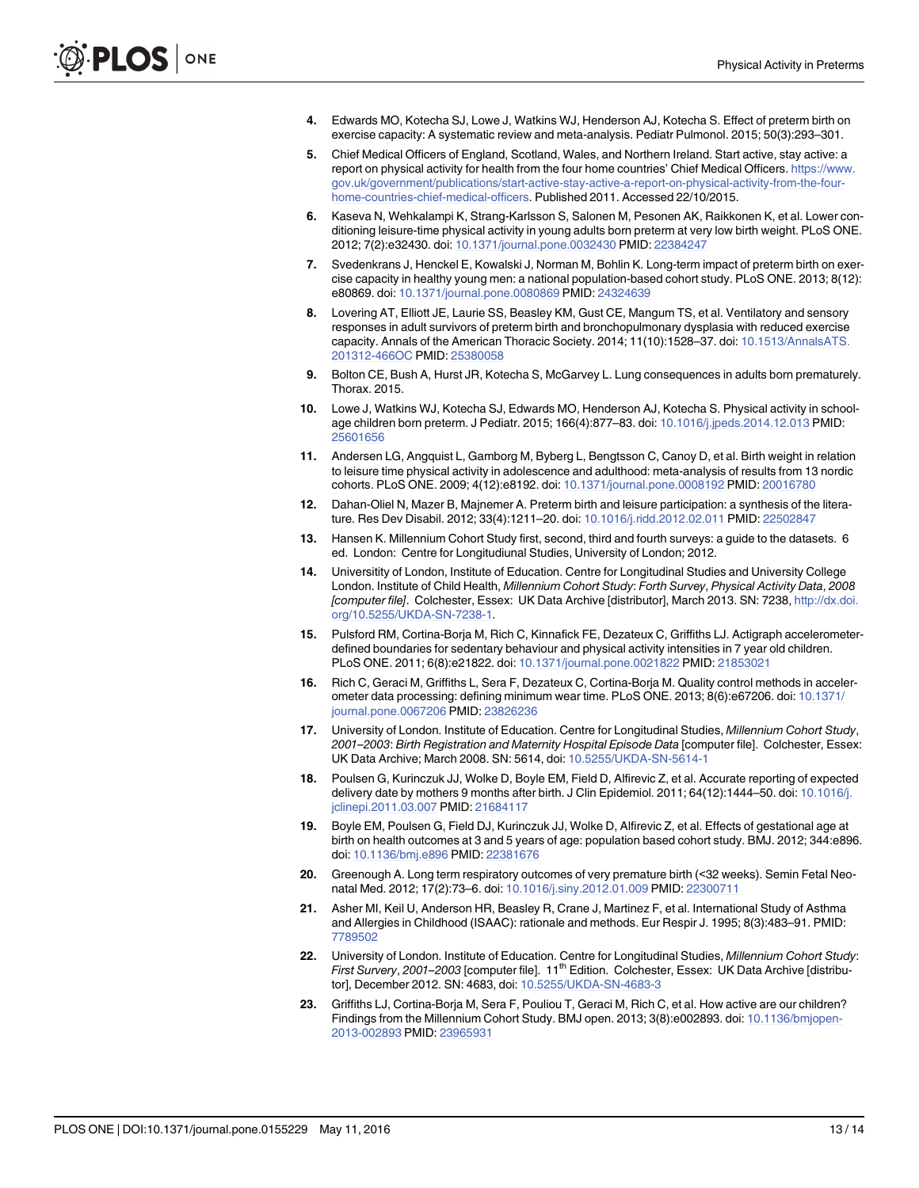4. Edwards MO, Kotecha SJ, Lowe J, Watkins WJ, Henderson AJ, Kotecha S. Effect of preterm birth on exercise capacity: A systematic review and meta-analysis. Pediatr Pulmonol. 2015; 50(3):293–301.
5. Chief Medical Officers of England, Scotland, Wales, and Northern Ireland. Start active, stay active: a report on physical activity for health from the four home countries' Chief Medical Officers. https://www.gov.uk/government/publications/start-active-stay-active-a-report-on-physical-activity-from-the-four-home-countries-chief-medical-officers. Published 2011. Accessed 22/10/2015.
6. Kaseva N, Wehkalampi K, Strang-Karlsson S, Salonen M, Pesonen AK, Raikkonen K, et al. Lower conditioning leisure-time physical activity in young adults born preterm at very low birth weight. PLoS ONE. 2012; 7(2):e32430. doi: 10.1371/journal.pone.0032430 PMID: 22384247
7. Svedenkrans J, Henckel E, Kowalski J, Norman M, Bohlin K. Long-term impact of preterm birth on exercise capacity in healthy young men: a national population-based cohort study. PLoS ONE. 2013; 8(12): e80869. doi: 10.1371/journal.pone.0080869 PMID: 24324639
8. Lovering AT, Elliott JE, Laurie SS, Beasley KM, Gust CE, Mangum TS, et al. Ventilatory and sensory responses in adult survivors of preterm birth and bronchopulmonary dysplasia with reduced exercise capacity. Annals of the American Thoracic Society. 2014; 11(10):1528–37. doi: 10.1513/AnnalsATS.201312-466OC PMID: 25380058
9. Bolton CE, Bush A, Hurst JR, Kotecha S, McGarvey L. Lung consequences in adults born prematurely. Thorax. 2015.
10. Lowe J, Watkins WJ, Kotecha SJ, Edwards MO, Henderson AJ, Kotecha S. Physical activity in school-age children born preterm. J Pediatr. 2015; 166(4):877–83. doi: 10.1016/j.jpeds.2014.12.013 PMID: 25601656
11. Andersen LG, Angquist L, Gamborg M, Byberg L, Bengtsson C, Canoy D, et al. Birth weight in relation to leisure time physical activity in adolescence and adulthood: meta-analysis of results from 13 nordic cohorts. PLoS ONE. 2009; 4(12):e8192. doi: 10.1371/journal.pone.0008192 PMID: 20016780
12. Dahan-Oliel N, Mazer B, Majnemer A. Preterm birth and leisure participation: a synthesis of the literature. Res Dev Disabil. 2012; 33(4):1211–20. doi: 10.1016/j.ridd.2012.02.011 PMID: 22502847
13. Hansen K. Millennium Cohort Study first, second, third and fourth surveys: a guide to the datasets. 6 ed. London: Centre for Longitudiunal Studies, University of London; 2012.
14. Universitity of London, Institute of Education. Centre for Longitudinal Studies and University College London. Institute of Child Health, *Millennium Cohort Study*: *Forth Survey*, *Physical Activity Data*, *2008 [computer file]*. Colchester, Essex: UK Data Archive [distributor], March 2013. SN: 7238, http://dx.doi.org/10.5255/UKDA-SN-7238-1.
15. Pulsford RM, Cortina-Borja M, Rich C, Kinnafick FE, Dezateux C, Griffiths LJ. Actigraph accelerometer-defined boundaries for sedentary behaviour and physical activity intensities in 7 year old children. PLoS ONE. 2011; 6(8):e21822. doi: 10.1371/journal.pone.0021822 PMID: 21853021
16. Rich C, Geraci M, Griffiths L, Sera F, Dezateux C, Cortina-Borja M. Quality control methods in accelerometer data processing: defining minimum wear time. PLoS ONE. 2013; 8(6):e67206. doi: 10.1371/journal.pone.0067206 PMID: 23826236
17. University of London. Institute of Education. Centre for Longitudinal Studies, *Millennium Cohort Study*, *2001–2003*: *Birth Registration and Maternity Hospital Episode Data* [computer file]. Colchester, Essex: UK Data Archive; March 2008. SN: 5614, doi: 10.5255/UKDA-SN-5614-1
18. Poulsen G, Kurinczuk JJ, Wolke D, Boyle EM, Field D, Alfirevic Z, et al. Accurate reporting of expected delivery date by mothers 9 months after birth. J Clin Epidemiol. 2011; 64(12):1444–50. doi: 10.1016/j.jclinepi.2011.03.007 PMID: 21684117
19. Boyle EM, Poulsen G, Field DJ, Kurinczuk JJ, Wolke D, Alfirevic Z, et al. Effects of gestational age at birth on health outcomes at 3 and 5 years of age: population based cohort study. BMJ. 2012; 344:e896. doi: 10.1136/bmj.e896 PMID: 22381676
20. Greenough A. Long term respiratory outcomes of very premature birth (<32 weeks). Semin Fetal Neonatal Med. 2012; 17(2):73–6. doi: 10.1016/j.siny.2012.01.009 PMID: 22300711
21. Asher MI, Keil U, Anderson HR, Beasley R, Crane J, Martinez F, et al. International Study of Asthma and Allergies in Childhood (ISAAC): rationale and methods. Eur Respir J. 1995; 8(3):483–91. PMID: 7789502
22. University of London. Institute of Education. Centre for Longitudinal Studies, *Millennium Cohort Study*: *First Survey*, *2001–2003* [computer file]. 11th Edition. Colchester, Essex: UK Data Archive [distributor], December 2012. SN: 4683, doi: 10.5255/UKDA-SN-4683-3
23. Griffiths LJ, Cortina-Borja M, Sera F, Pouliou T, Geraci M, Rich C, et al. How active are our children? Findings from the Millennium Cohort Study. BMJ open. 2013; 3(8):e002893. doi: 10.1136/bmjopen-2013-002893 PMID: 23965931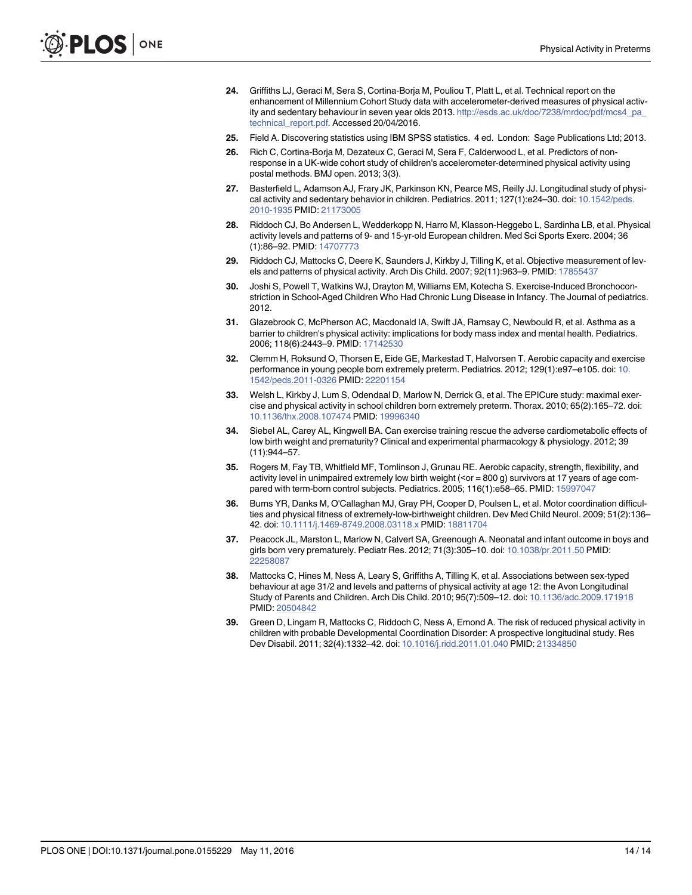24. Griffiths LJ, Geraci M, Sera S, Cortina-Borja M, Pouliou T, Platt L, et al. Technical report on the enhancement of Millennium Cohort Study data with accelerometer-derived measures of physical activity and sedentary behaviour in seven year olds 2013. http://esds.ac.uk/doc/7238/mrdoc/pdf/mcs4_pa_technical_report.pdf. Accessed 20/04/2016.
25. Field A. Discovering statistics using IBM SPSS statistics. 4 ed. London: Sage Publications Ltd; 2013.
26. Rich C, Cortina-Borja M, Dezateux C, Geraci M, Sera F, Calderwood L, et al. Predictors of non-response in a UK-wide cohort study of children's accelerometer-determined physical activity using postal methods. BMJ open. 2013; 3(3).
27. Basterfield L, Adamson AJ, Frary JK, Parkinson KN, Pearce MS, Reilly JJ. Longitudinal study of physical activity and sedentary behavior in children. Pediatrics. 2011; 127(1):e24–30. doi: 10.1542/peds.2010-1935 PMID: 21173005
28. Riddoch CJ, Bo Andersen L, Wedderkopp N, Harro M, Klasson-Heggebo L, Sardinha LB, et al. Physical activity levels and patterns of 9- and 15-yr-old European children. Med Sci Sports Exerc. 2004; 36(1):86–92. PMID: 14707773
29. Riddoch CJ, Mattocks C, Deere K, Saunders J, Kirkby J, Tilling K, et al. Objective measurement of levels and patterns of physical activity. Arch Dis Child. 2007; 92(11):963–9. PMID: 17855437
30. Joshi S, Powell T, Watkins WJ, Drayton M, Williams EM, Kotecha S. Exercise-Induced Bronchoconstriction in School-Aged Children Who Had Chronic Lung Disease in Infancy. The Journal of pediatrics. 2012.
31. Glazebrook C, McPherson AC, Macdonald IA, Swift JA, Ramsay C, Newbould R, et al. Asthma as a barrier to children's physical activity: implications for body mass index and mental health. Pediatrics. 2006; 118(6):2443–9. PMID: 17142530
32. Clemm H, Roksund O, Thorsen E, Eide GE, Markestad T, Halvorsen T. Aerobic capacity and exercise performance in young people born extremely preterm. Pediatrics. 2012; 129(1):e97–e105. doi: 10.1542/peds.2011-0326 PMID: 22201154
33. Welsh L, Kirkby J, Lum S, Odendaal D, Marlow N, Derrick G, et al. The EPICure study: maximal exercise and physical activity in school children born extremely preterm. Thorax. 2010; 65(2):165–72. doi: 10.1136/thx.2008.107474 PMID: 19996340
34. Siebel AL, Carey AL, Kingwell BA. Can exercise training rescue the adverse cardiometabolic effects of low birth weight and prematurity? Clinical and experimental pharmacology & physiology. 2012; 39(11):944–57.
35. Rogers M, Fay TB, Whitfield MF, Tomlinson J, Grunau RE. Aerobic capacity, strength, flexibility, and activity level in unimpaired extremely low birth weight (<or = 800 g) survivors at 17 years of age compared with term-born control subjects. Pediatrics. 2005; 116(1):e58–65. PMID: 15997047
36. Burns YR, Danks M, O'Callaghan MJ, Gray PH, Cooper D, Poulsen L, et al. Motor coordination difficulties and physical fitness of extremely-low-birthweight children. Dev Med Child Neurol. 2009; 51(2):136–42. doi: 10.1111/j.1469-8749.2008.03118.x PMID: 18811704
37. Peacock JL, Marston L, Marlow N, Calvert SA, Greenough A. Neonatal and infant outcome in boys and girls born very prematurely. Pediatr Res. 2012; 71(3):305–10. doi: 10.1038/pr.2011.50 PMID: 22258087
38. Mattocks C, Hines M, Ness A, Leary S, Griffiths A, Tilling K, et al. Associations between sex-typed behaviour at age 31/2 and levels and patterns of physical activity at age 12: the Avon Longitudinal Study of Parents and Children. Arch Dis Child. 2010; 95(7):509–12. doi: 10.1136/adc.2009.171918 PMID: 20504842
39. Green D, Lingam R, Mattocks C, Riddoch C, Ness A, Emond A. The risk of reduced physical activity in children with probable Developmental Coordination Disorder: A prospective longitudinal study. Res Dev Disabil. 2011; 32(4):1332–42. doi: 10.1016/j.ridd.2011.01.040 PMID: 21334850